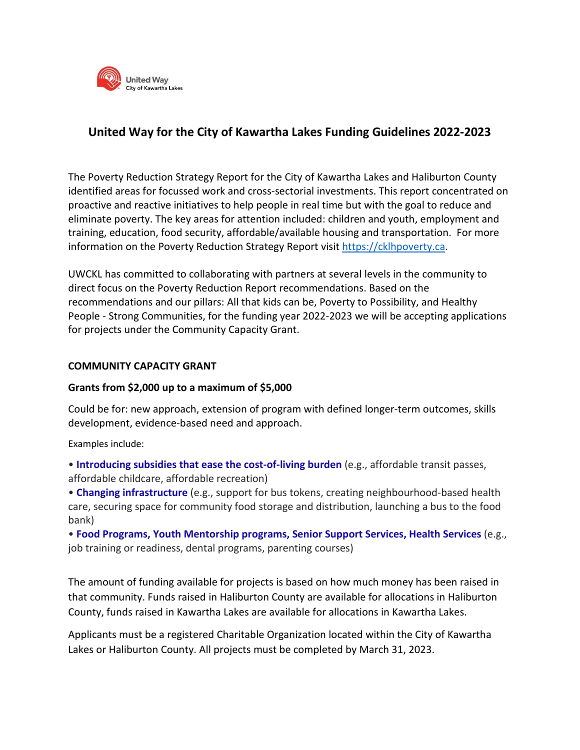United Way
City of Kawartha Lakes

# United Way for the City of Kawartha Lakes Funding Guidelines 2022-2023

The Poverty Reduction Strategy Report for the City of Kawartha Lakes and Haliburton County identified areas for focussed work and cross-sectorial investments. This report concentrated on proactive and reactive initiatives to help people in real time but with the goal to reduce and eliminate poverty. The key areas for attention included: children and youth, employment and training, education, food security, affordable/available housing and transportation. For more information on the Poverty Reduction Strategy Report visit [https://cklhpoverty.ca](https://cklhpoverty.ca).

UWCKL has committed to collaborating with partners at several levels in the community to direct focus on the Poverty Reduction Report recommendations. Based on the recommendations and our pillars: All that kids can be, Poverty to Possibility, and Healthy People - Strong Communities, for the funding year 2022-2023 we will be accepting applications for projects under the Community Capacity Grant.

## COMMUNITY CAPACITY GRANT

### Grants from $2,000 up to a maximum of $5,000

Could be for: new approach, extension of program with defined longer-term outcomes, skills development, evidence-based need and approach.

Examples include:

- **Introducing subsidies that ease the cost-of-living burden** (e.g., affordable transit passes, affordable childcare, affordable recreation)
- **Changing infrastructure** (e.g., support for bus tokens, creating neighbourhood-based health care, securing space for community food storage and distribution, launching a bus to the food bank)
- **Food Programs, Youth Mentorship programs, Senior Support Services, Health Services** (e.g., job training or readiness, dental programs, parenting courses)

The amount of funding available for projects is based on how much money has been raised in that community. Funds raised in Haliburton County are available for allocations in Haliburton County, funds raised in Kawartha Lakes are available for allocations in Kawartha Lakes.

Applicants must be a registered Charitable Organization located within the City of Kawartha Lakes or Haliburton County. All projects must be completed by March 31, 2023.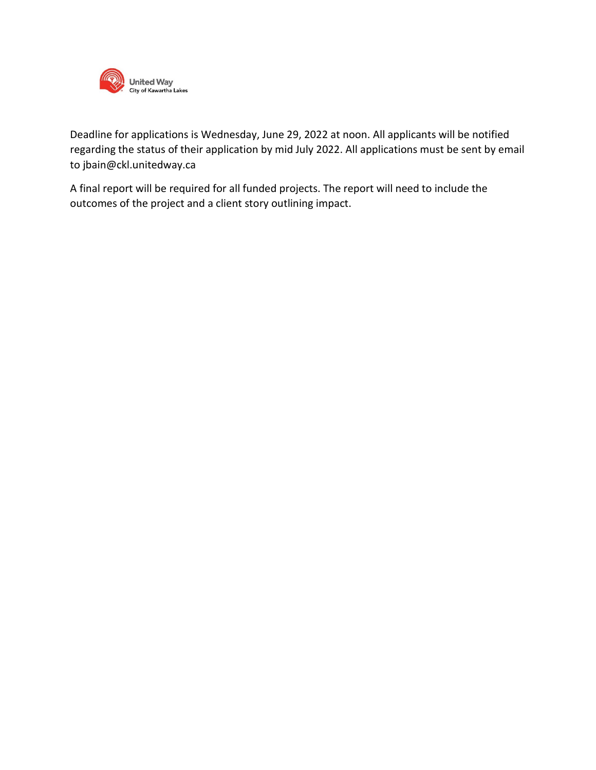Deadline for applications is Wednesday, June 29, 2022 at noon. All applicants will be notified regarding the status of their application by mid July 2022. All applications must be sent by email to jbain@ckl.unitedway.ca

A final report will be required for all funded projects. The report will need to include the outcomes of the project and a client story outlining impact.